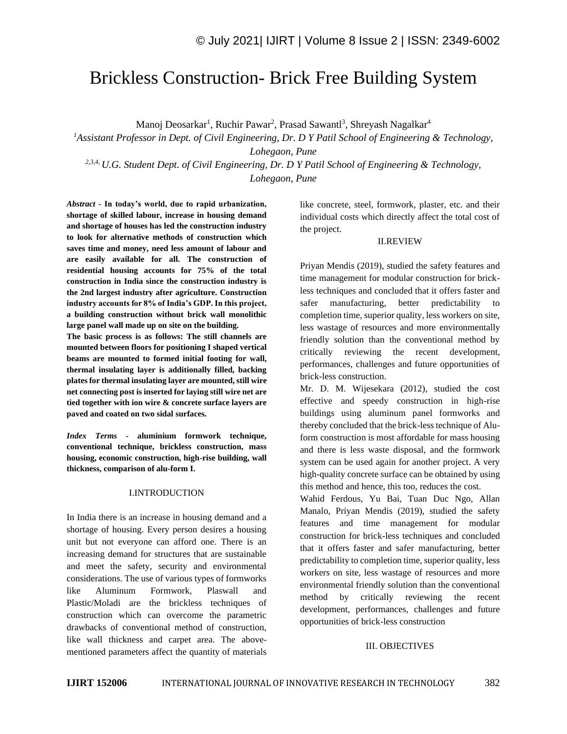# Brickless Construction- Brick Free Building System

Manoj Deosarkar[1], Ruchir Pawar[2], Prasad Sawantl[3], Shreyash Nagalkar[4]

[1]*Assistant Professor in Dept. of Civil Engineering, Dr. D Y Patil School of Engineering & Technology, Lohegaon, Pune*

[2,3,4,] *U.G. Student Dept. of Civil Engineering, Dr. D Y Patil School of Engineering & Technology, Lohegaon, Pune*

***Abstract*** **- In today's world, due to rapid urbanization, shortage of skilled labour, increase in housing demand and shortage of houses has led the construction industry to look for alternative methods of construction which saves time and money, need less amount of labour and are easily available for all. The construction of residential housing accounts for 75% of the total construction in India since the construction industry is the 2nd largest industry after agriculture. Construction industry accounts for 8% of India's GDP. In this project, a building construction without brick wall monolithic large panel wall made up on site on the building.**

**The basic process is as follows: The still channels are mounted between floors for positioning I shaped vertical beams are mounted to formed initial footing for wall, thermal insulating layer is additionally filled, backing plates for thermal insulating layer are mounted, still wire net connecting post is inserted for laying still wire net are tied together with ion wire & concrete surface layers are paved and coated on two sidal surfaces.**

***Index Terms*** **- aluminium formwork technique, conventional technique, brickless construction, mass housing, economic construction, high-rise building, wall thickness, comparison of alu-form I.**

## I.INTRODUCTION

In India there is an increase in housing demand and a shortage of housing. Every person desires a housing unit but not everyone can afford one. There is an increasing demand for structures that are sustainable and meet the safety, security and environmental considerations. The use of various types of formworks like Aluminum Formwork, Plaswall and Plastic/Moladi are the brickless techniques of construction which can overcome the parametric drawbacks of conventional method of construction, like wall thickness and carpet area. The above-mentioned parameters affect the quantity of materials like concrete, steel, formwork, plaster, etc. and their individual costs which directly affect the total cost of the project.

## II.REVIEW

Priyan Mendis (2019), studied the safety features and time management for modular construction for brick-less techniques and concluded that it offers faster and safer manufacturing, better predictability to completion time, superior quality, less workers on site, less wastage of resources and more environmentally friendly solution than the conventional method by critically reviewing the recent development, performances, challenges and future opportunities of brick-less construction.

Mr. D. M. Wijesekara (2012), studied the cost effective and speedy construction in high-rise buildings using aluminum panel formworks and thereby concluded that the brick-less technique of Alu-form construction is most affordable for mass housing and there is less waste disposal, and the formwork system can be used again for another project. A very high-quality concrete surface can be obtained by using this method and hence, this too, reduces the cost.

Wahid Ferdous, Yu Bai, Tuan Duc Ngo, Allan Manalo, Priyan Mendis (2019), studied the safety features and time management for modular construction for brick-less techniques and concluded that it offers faster and safer manufacturing, better predictability to completion time, superior quality, less workers on site, less wastage of resources and more environmental friendly solution than the conventional method by critically reviewing the recent development, performances, challenges and future opportunities of brick-less construction

## III. OBJECTIVES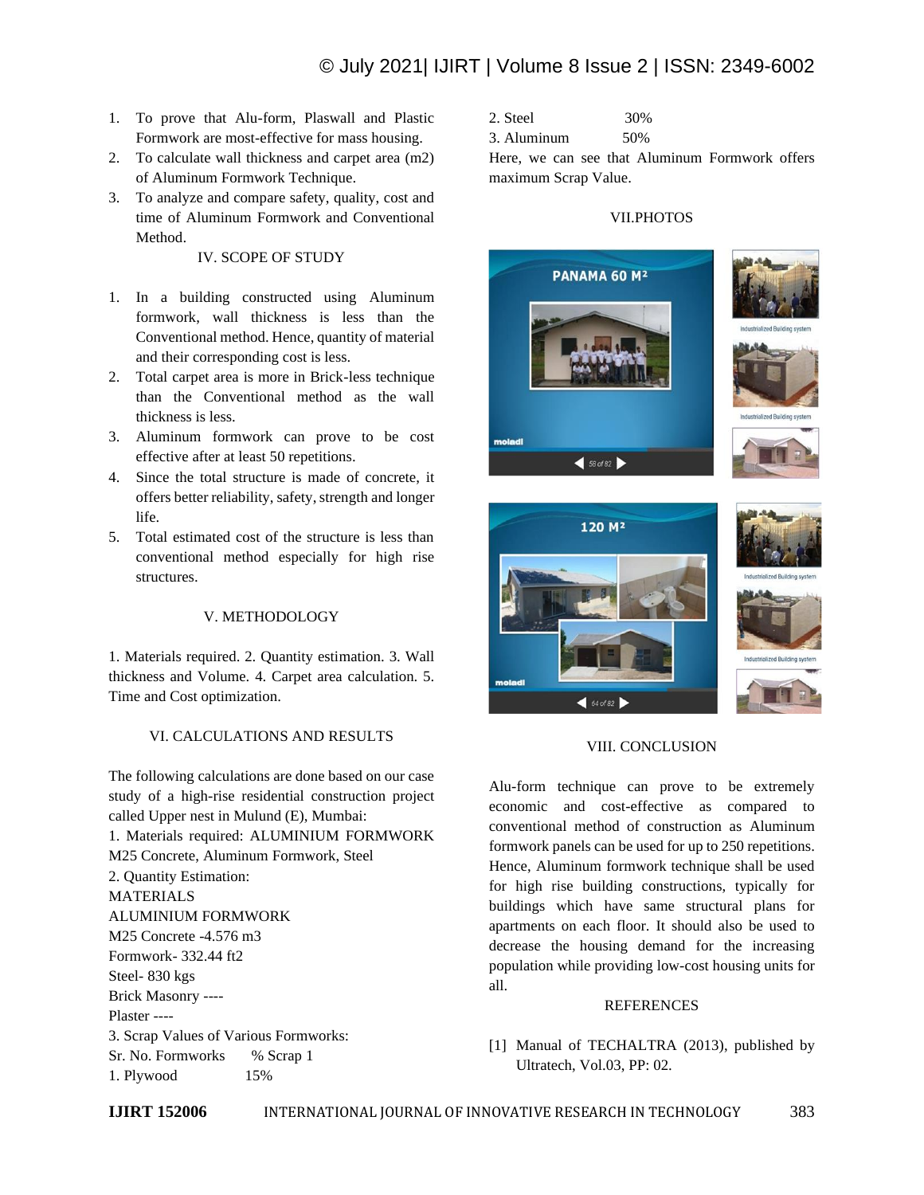1. To prove that Alu-form, Plaswall and Plastic Formwork are most-effective for mass housing.
2. To calculate wall thickness and carpet area (m2) of Aluminum Formwork Technique.
3. To analyze and compare safety, quality, cost and time of Aluminum Formwork and Conventional Method.

## IV. SCOPE OF STUDY

1. In a building constructed using Aluminum formwork, wall thickness is less than the Conventional method. Hence, quantity of material and their corresponding cost is less.
2. Total carpet area is more in Brick-less technique than the Conventional method as the wall thickness is less.
3. Aluminum formwork can prove to be cost effective after at least 50 repetitions.
4. Since the total structure is made of concrete, it offers better reliability, safety, strength and longer life.
5. Total estimated cost of the structure is less than conventional method especially for high rise structures.

## V. METHODOLOGY

1. Materials required. 2. Quantity estimation. 3. Wall thickness and Volume. 4. Carpet area calculation. 5. Time and Cost optimization.

## VI. CALCULATIONS AND RESULTS

The following calculations are done based on our case study of a high-rise residential construction project called Upper nest in Mulund (E), Mumbai:

1. Materials required: ALUMINIUM FORMWORK
M25 Concrete, Aluminum Formwork, Steel

2. Quantity Estimation:

MATERIALS
ALUMINIUM FORMWORK
M25 Concrete -4.576 m3
Formwork- 332.44 ft2
Steel- 830 kgs
Brick Masonry ----
Plaster ----

3. Scrap Values of Various Formworks:

| Sr. No. Formworks | % Scrap 1 |
|---|---|
| 1. Plywood | 15% |
| 2. Steel | 30% |
| 3. Aluminum | 50% |

Here, we can see that Aluminum Formwork offers maximum Scrap Value.

## VII.PHOTOS

## VIII. CONCLUSION

Alu-form technique can prove to be extremely economic and cost-effective as compared to conventional method of construction as Aluminum formwork panels can be used for up to 250 repetitions. Hence, Aluminum formwork technique shall be used for high rise building constructions, typically for buildings which have same structural plans for apartments on each floor. It should also be used to decrease the housing demand for the increasing population while providing low-cost housing units for all.

## REFERENCES

[1] Manual of TECHALTRA (2013), published by Ultratech, Vol.03, PP: 02.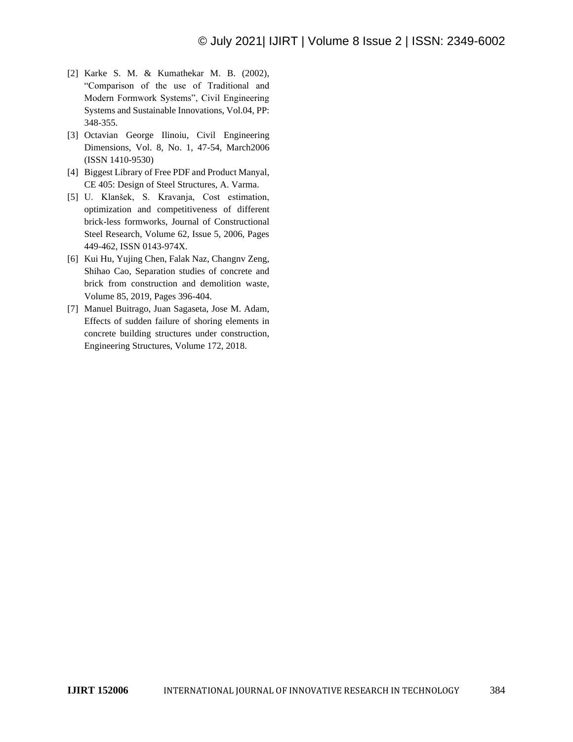[2] Karke S. M. & Kumathekar M. B. (2002), "Comparison of the use of Traditional and Modern Formwork Systems", Civil Engineering Systems and Sustainable Innovations, Vol.04, PP: 348-355.

[3] Octavian George Ilinoiu, Civil Engineering Dimensions, Vol. 8, No. 1, 47-54, March2006 (ISSN 1410-9530)

[4] Biggest Library of Free PDF and Product Manyal, CE 405: Design of Steel Structures, A. Varma.

[5] U. Klanšek, S. Kravanja, Cost estimation, optimization and competitiveness of different brick-less formworks, Journal of Constructional Steel Research, Volume 62, Issue 5, 2006, Pages 449-462, ISSN 0143-974X.

[6] Kui Hu, Yujing Chen, Falak Naz, Changnv Zeng, Shihao Cao, Separation studies of concrete and brick from construction and demolition waste, Volume 85, 2019, Pages 396-404.

[7] Manuel Buitrago, Juan Sagaseta, Jose M. Adam, Effects of sudden failure of shoring elements in concrete building structures under construction, Engineering Structures, Volume 172, 2018.